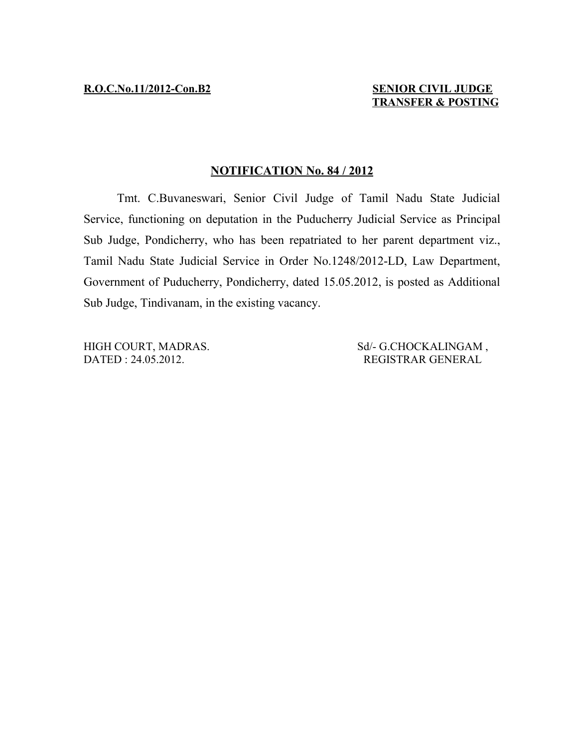**R.O.C.No.11/2012-Con.B2**

**SENIOR CIVIL JUDGE TRANSFER & POSTING**

## NOTIFICATION No. 84 / 2012

Tmt. C.Buvaneswari, Senior Civil Judge of Tamil Nadu State Judicial Service, functioning on deputation in the Puducherry Judicial Service as Principal Sub Judge, Pondicherry, who has been repatriated to her parent department viz., Tamil Nadu State Judicial Service in Order No.1248/2012-LD, Law Department, Government of Puducherry, Pondicherry, dated 15.05.2012, is posted as Additional Sub Judge, Tindivanam, in the existing vacancy.

HIGH COURT, MADRAS.
DATED : 24.05.2012.

Sd/- G.CHOCKALINGAM ,
REGISTRAR GENERAL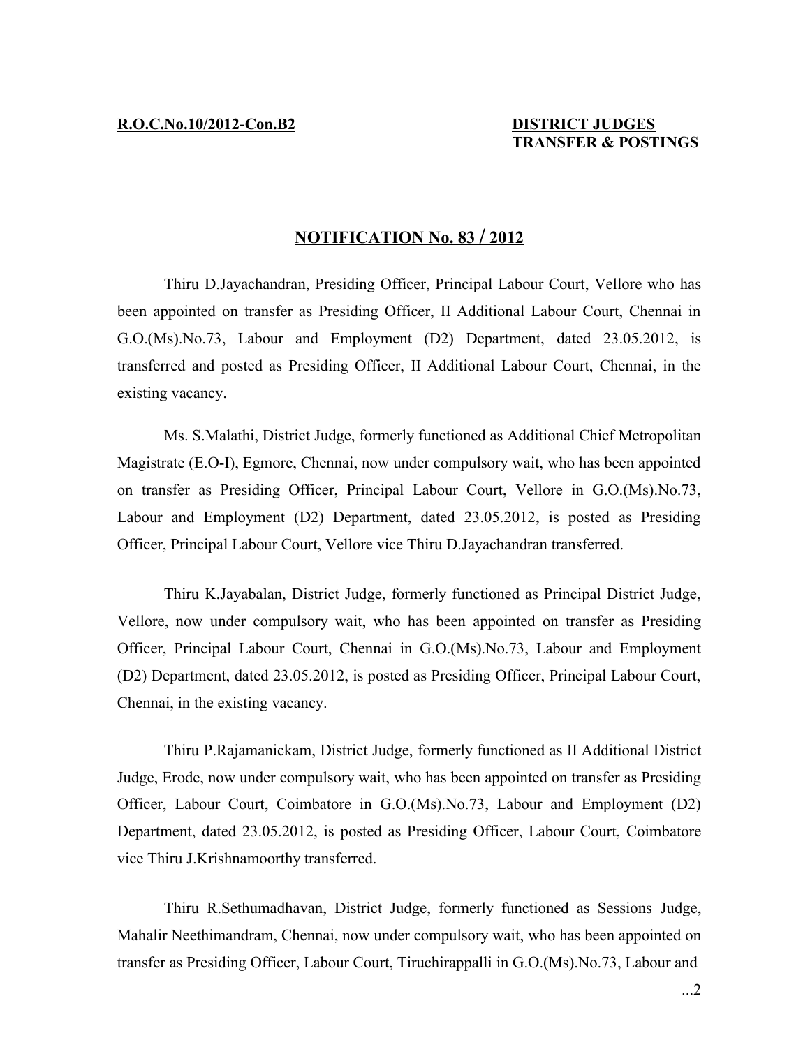**R.O.C.No.10/2012-Con.B2** **DISTRICT JUDGES TRANSFER & POSTINGS**

## NOTIFICATION No. 83 / 2012

Thiru D.Jayachandran, Presiding Officer, Principal Labour Court, Vellore who has been appointed on transfer as Presiding Officer, II Additional Labour Court, Chennai in G.O.(Ms).No.73, Labour and Employment (D2) Department, dated 23.05.2012, is transferred and posted as Presiding Officer, II Additional Labour Court, Chennai, in the existing vacancy.

Ms. S.Malathi, District Judge, formerly functioned as Additional Chief Metropolitan Magistrate (E.O-I), Egmore, Chennai, now under compulsory wait, who has been appointed on transfer as Presiding Officer, Principal Labour Court, Vellore in G.O.(Ms).No.73, Labour and Employment (D2) Department, dated 23.05.2012, is posted as Presiding Officer, Principal Labour Court, Vellore vice Thiru D.Jayachandran transferred.

Thiru K.Jayabalan, District Judge, formerly functioned as Principal District Judge, Vellore, now under compulsory wait, who has been appointed on transfer as Presiding Officer, Principal Labour Court, Chennai in G.O.(Ms).No.73, Labour and Employment (D2) Department, dated 23.05.2012, is posted as Presiding Officer, Principal Labour Court, Chennai, in the existing vacancy.

Thiru P.Rajamanickam, District Judge, formerly functioned as II Additional District Judge, Erode, now under compulsory wait, who has been appointed on transfer as Presiding Officer, Labour Court, Coimbatore in G.O.(Ms).No.73, Labour and Employment (D2) Department, dated 23.05.2012, is posted as Presiding Officer, Labour Court, Coimbatore vice Thiru J.Krishnamoorthy transferred.

Thiru R.Sethumadhavan, District Judge, formerly functioned as Sessions Judge, Mahalir Neethimandram, Chennai, now under compulsory wait, who has been appointed on transfer as Presiding Officer, Labour Court, Tiruchirappalli in G.O.(Ms).No.73, Labour and

...2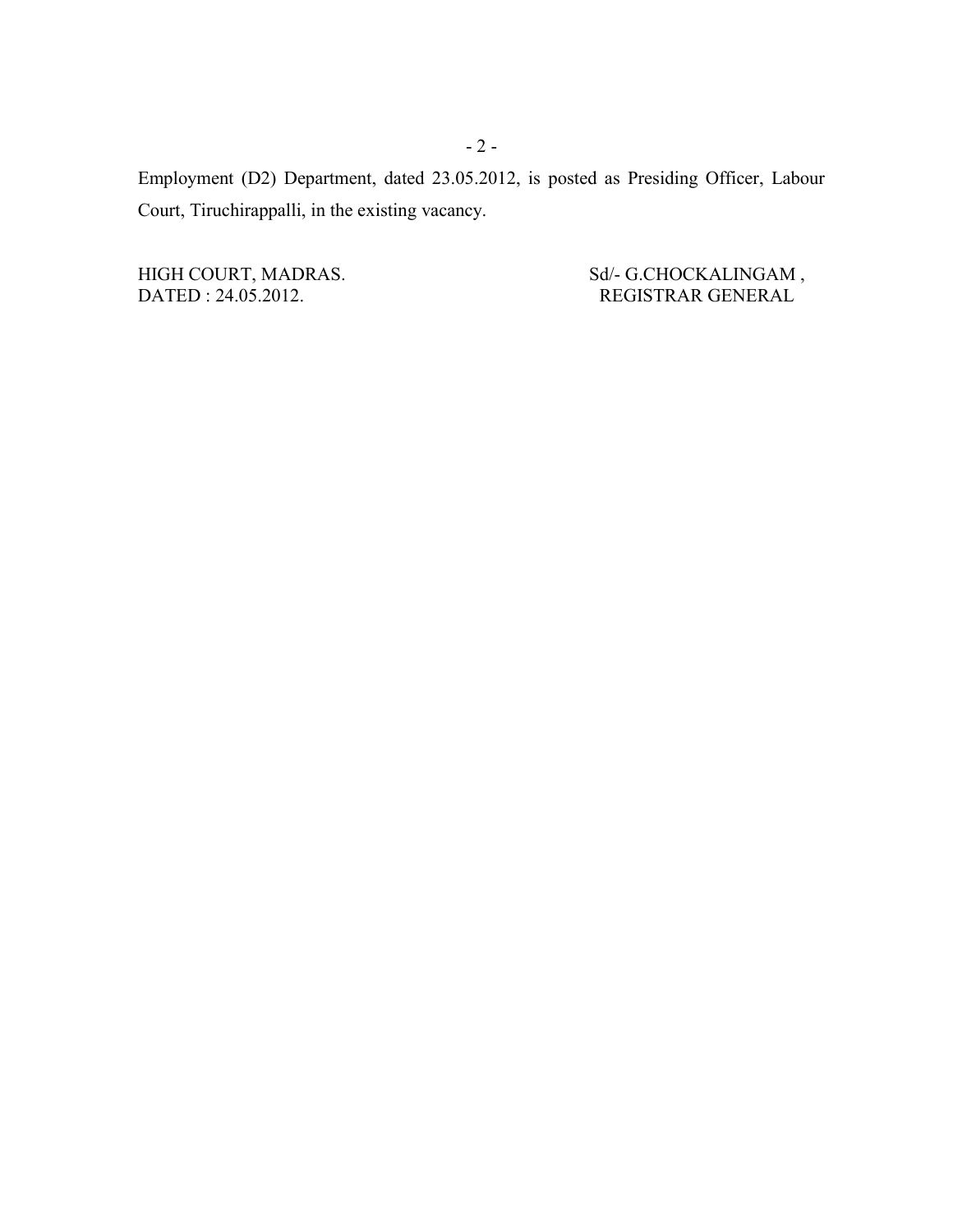Employment (D2) Department, dated 23.05.2012, is posted as Presiding Officer, Labour Court, Tiruchirappalli, in the existing vacancy.

HIGH COURT, MADRAS.
DATED : 24.05.2012.

Sd/- G.CHOCKALINGAM ,
REGISTRAR GENERAL